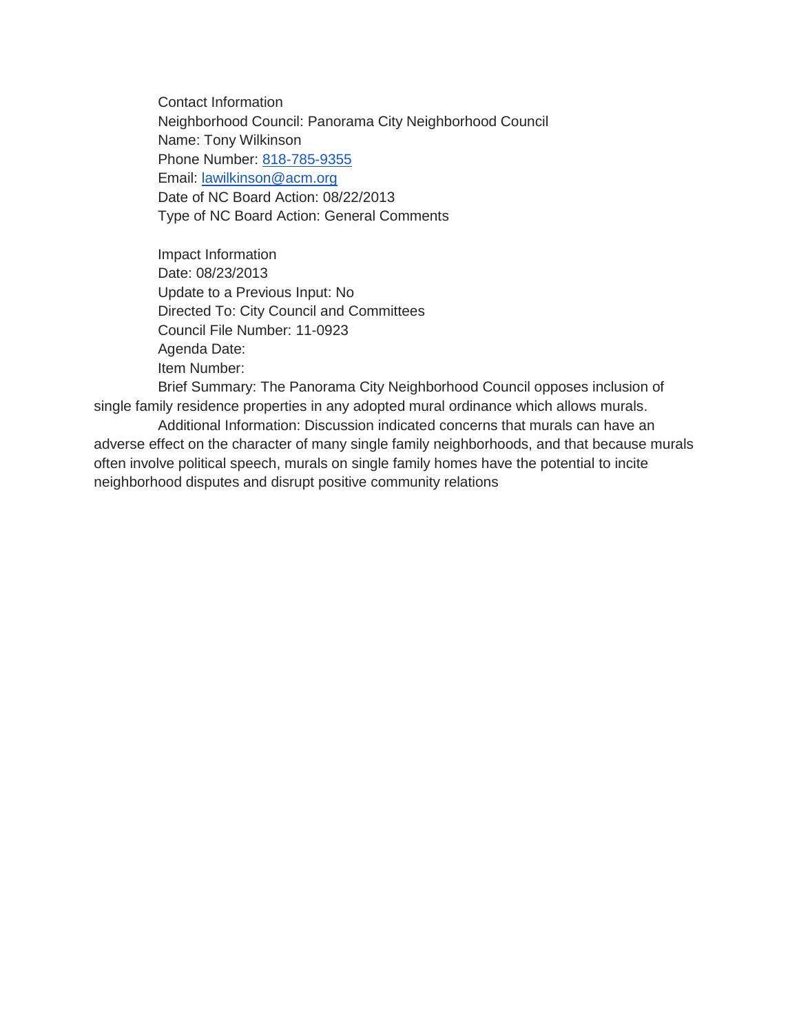Contact Information  
Neighborhood Council: Panorama City Neighborhood Council  
Name: Tony Wilkinson  
Phone Number: 818-785-9355  
Email: lawilkinson@acm.org  
Date of NC Board Action: 08/22/2013  
Type of NC Board Action: General Comments

Impact Information  
Date: 08/23/2013  
Update to a Previous Input: No  
Directed To: City Council and Committees  
Council File Number: 11-0923  
Agenda Date:  
Item Number:  
Brief Summary: The Panorama City Neighborhood Council opposes inclusion of single family residence properties in any adopted mural ordinance which allows murals.  
Additional Information: Discussion indicated concerns that murals can have an adverse effect on the character of many single family neighborhoods, and that because murals often involve political speech, murals on single family homes have the potential to incite neighborhood disputes and disrupt positive community relations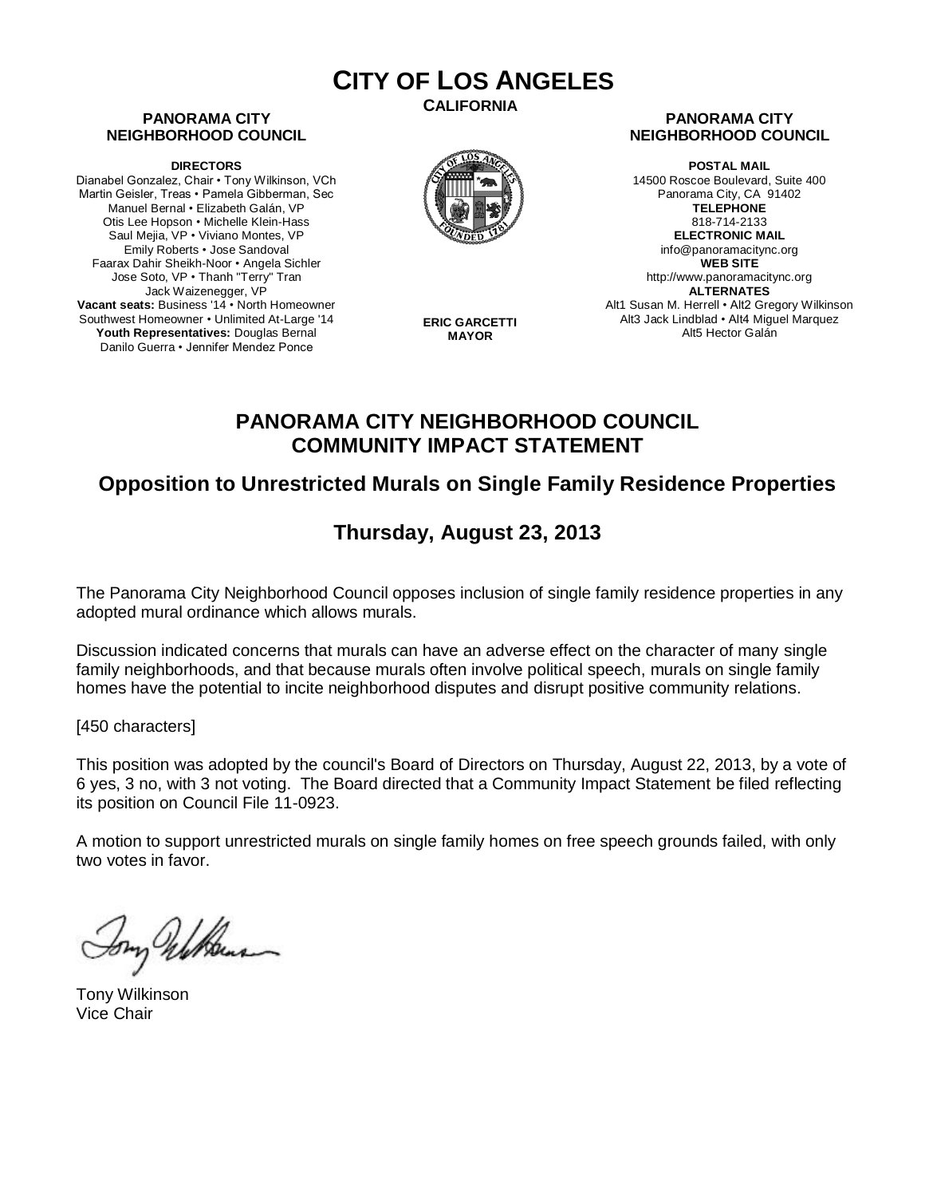# CITY OF LOS ANGELES

**CALIFORNIA**

**PANORAMA CITY NEIGHBORHOOD COUNCIL**

**DIRECTORS**
Dianabel Gonzalez, Chair • Tony Wilkinson, VCh
Martin Geisler, Treas • Pamela Gibberman, Sec
Manuel Bernal • Elizabeth Galán, VP
Otis Lee Hopson • Michelle Klein-Hass
Saul Mejia, VP • Viviano Montes, VP
Emily Roberts • Jose Sandoval
Faarax Dahir Sheikh-Noor • Angela Sichler
Jose Soto, VP • Thanh "Terry" Tran
Jack Waizenegger, VP
**Vacant seats:** Business '14 • North Homeowner
Southwest Homeowner • Unlimited At-Large '14
**Youth Representatives:** Douglas Bernal
Danilo Guerra • Jennifer Mendez Ponce

**ERIC GARCETTI**
**MAYOR**

**PANORAMA CITY NEIGHBORHOOD COUNCIL**

**POSTAL MAIL**
14500 Roscoe Boulevard, Suite 400
Panorama City, CA 91402
**TELEPHONE**
818-714-2133
**ELECTRONIC MAIL**
info@panoramacitync.org
**WEB SITE**
http://www.panoramacitync.org
**ALTERNATES**
Alt1 Susan M. Herrell • Alt2 Gregory Wilkinson
Alt3 Jack Lindblad • Alt4 Miguel Marquez
Alt5 Hector Galán

## PANORAMA CITY NEIGHBORHOOD COUNCIL COMMUNITY IMPACT STATEMENT

### Opposition to Unrestricted Murals on Single Family Residence Properties

### Thursday, August 23, 2013

The Panorama City Neighborhood Council opposes inclusion of single family residence properties in any adopted mural ordinance which allows murals.

Discussion indicated concerns that murals can have an adverse effect on the character of many single family neighborhoods, and that because murals often involve political speech, murals on single family homes have the potential to incite neighborhood disputes and disrupt positive community relations.

[450 characters]

This position was adopted by the council's Board of Directors on Thursday, August 22, 2013, by a vote of 6 yes, 3 no, with 3 not voting. The Board directed that a Community Impact Statement be filed reflecting its position on Council File 11-0923.

A motion to support unrestricted murals on single family homes on free speech grounds failed, with only two votes in favor.

Tony Wilkinson
Vice Chair